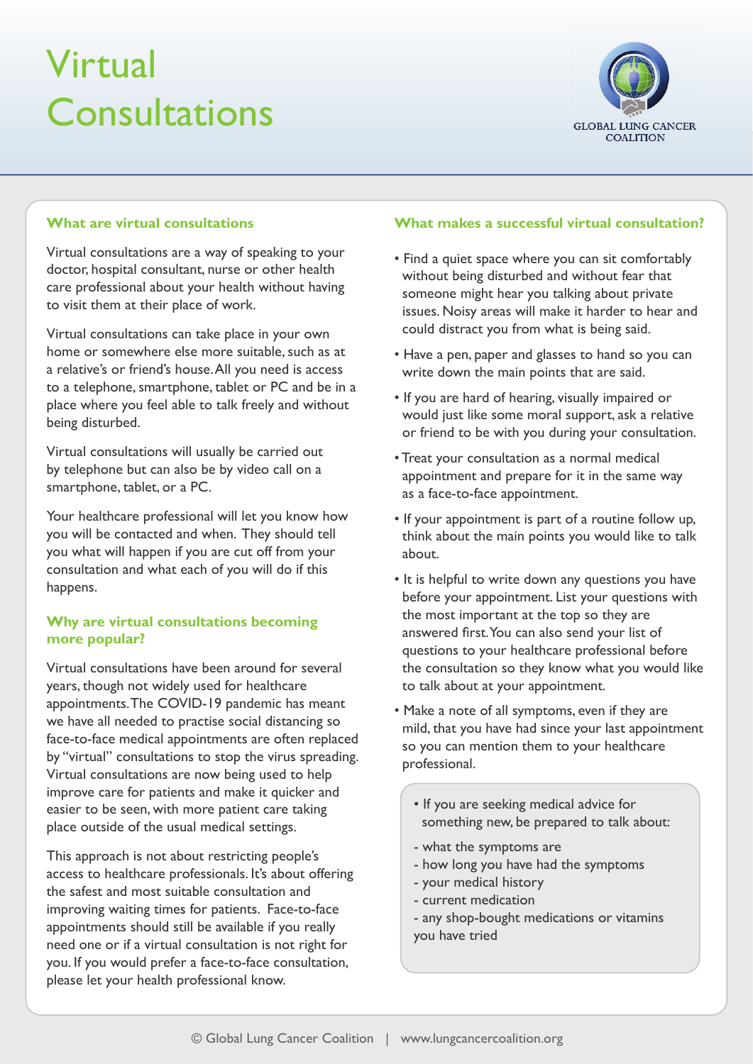# Virtual Consultations

GLOBAL LUNG CANCER COALITION

## What are virtual consultations

Virtual consultations are a way of speaking to your doctor, hospital consultant, nurse or other health care professional about your health without having to visit them at their place of work.

Virtual consultations can take place in your own home or somewhere else more suitable, such as at a relative's or friend's house. All you need is access to a telephone, smartphone, tablet or PC and be in a place where you feel able to talk freely and without being disturbed.

Virtual consultations will usually be carried out by telephone but can also be by video call on a smartphone, tablet, or a PC.

Your healthcare professional will let you know how you will be contacted and when. They should tell you what will happen if you are cut off from your consultation and what each of you will do if this happens.

## Why are virtual consultations becoming more popular?

Virtual consultations have been around for several years, though not widely used for healthcare appointments. The COVID-19 pandemic has meant we have all needed to practise social distancing so face-to-face medical appointments are often replaced by "virtual" consultations to stop the virus spreading. Virtual consultations are now being used to help improve care for patients and make it quicker and easier to be seen, with more patient care taking place outside of the usual medical settings.

This approach is not about restricting people's access to healthcare professionals. It's about offering the safest and most suitable consultation and improving waiting times for patients. Face-to-face appointments should still be available if you really need one or if a virtual consultation is not right for you. If you would prefer a face-to-face consultation, please let your health professional know.

## What makes a successful virtual consultation?

- Find a quiet space where you can sit comfortably without being disturbed and without fear that someone might hear you talking about private issues. Noisy areas will make it harder to hear and could distract you from what is being said.
- Have a pen, paper and glasses to hand so you can write down the main points that are said.
- If you are hard of hearing, visually impaired or would just like some moral support, ask a relative or friend to be with you during your consultation.
- Treat your consultation as a normal medical appointment and prepare for it in the same way as a face-to-face appointment.
- If your appointment is part of a routine follow up, think about the main points you would like to talk about.
- It is helpful to write down any questions you have before your appointment. List your questions with the most important at the top so they are answered first. You can also send your list of questions to your healthcare professional before the consultation so they know what you would like to talk about at your appointment.
- Make a note of all symptoms, even if they are mild, that you have had since your last appointment so you can mention them to your healthcare professional.

> - If you are seeking medical advice for something new, be prepared to talk about:
>
> - what the symptoms are
> - how long you have had the symptoms
> - your medical history
> - current medication
> - any shop-bought medications or vitamins you have tried

© Global Lung Cancer Coalition | www.lungcancercoalition.org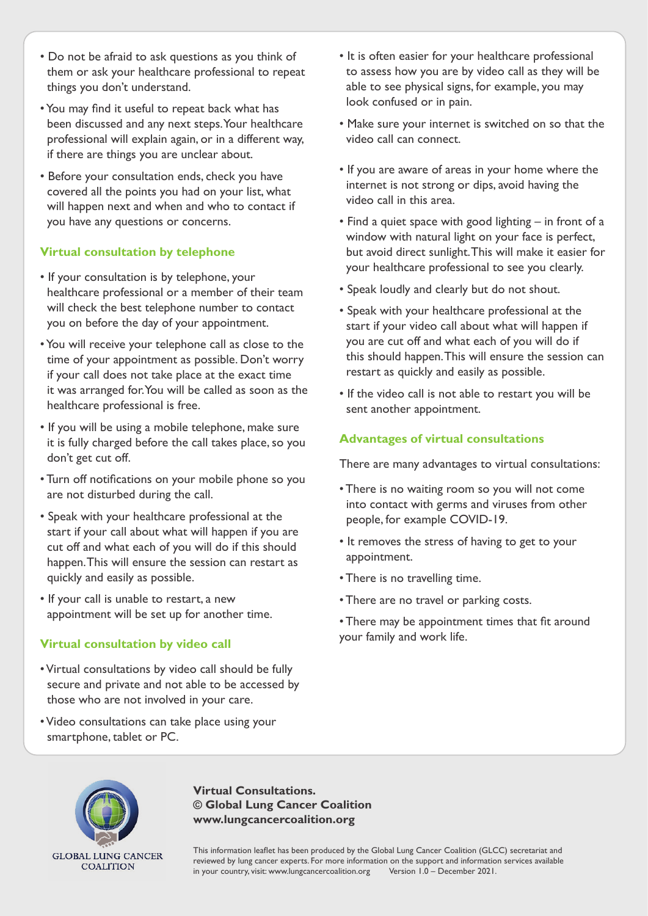- Do not be afraid to ask questions as you think of them or ask your healthcare professional to repeat things you don't understand.
- You may find it useful to repeat back what has been discussed and any next steps. Your healthcare professional will explain again, or in a different way, if there are things you are unclear about.
- Before your consultation ends, check you have covered all the points you had on your list, what will happen next and when and who to contact if you have any questions or concerns.

### Virtual consultation by telephone

- If your consultation is by telephone, your healthcare professional or a member of their team will check the best telephone number to contact you on before the day of your appointment.
- You will receive your telephone call as close to the time of your appointment as possible. Don't worry if your call does not take place at the exact time it was arranged for. You will be called as soon as the healthcare professional is free.
- If you will be using a mobile telephone, make sure it is fully charged before the call takes place, so you don't get cut off.
- Turn off notifications on your mobile phone so you are not disturbed during the call.
- Speak with your healthcare professional at the start if your call about what will happen if you are cut off and what each of you will do if this should happen. This will ensure the session can restart as quickly and easily as possible.
- If your call is unable to restart, a new appointment will be set up for another time.

### Virtual consultation by video call

- Virtual consultations by video call should be fully secure and private and not able to be accessed by those who are not involved in your care.
- Video consultations can take place using your smartphone, tablet or PC.
- It is often easier for your healthcare professional to assess how you are by video call as they will be able to see physical signs, for example, you may look confused or in pain.
- Make sure your internet is switched on so that the video call can connect.
- If you are aware of areas in your home where the internet is not strong or dips, avoid having the video call in this area.
- Find a quiet space with good lighting – in front of a window with natural light on your face is perfect, but avoid direct sunlight. This will make it easier for your healthcare professional to see you clearly.
- Speak loudly and clearly but do not shout.
- Speak with your healthcare professional at the start if your video call about what will happen if you are cut off and what each of you will do if this should happen. This will ensure the session can restart as quickly and easily as possible.
- If the video call is not able to restart you will be sent another appointment.

### Advantages of virtual consultations

There are many advantages to virtual consultations:

- There is no waiting room so you will not come into contact with germs and viruses from other people, for example COVID-19.
- It removes the stress of having to get to your appointment.
- There is no travelling time.
- There are no travel or parking costs.
- There may be appointment times that fit around your family and work life.

GLOBAL LUNG CANCER COALITION

**Virtual Consultations.**
**© Global Lung Cancer Coalition**
**www.lungcancercoalition.org**

This information leaflet has been produced by the Global Lung Cancer Coalition (GLCC) secretariat and reviewed by lung cancer experts. For more information on the support and information services available in your country, visit: www.lungcancercoalition.org Version 1.0 – December 2021.